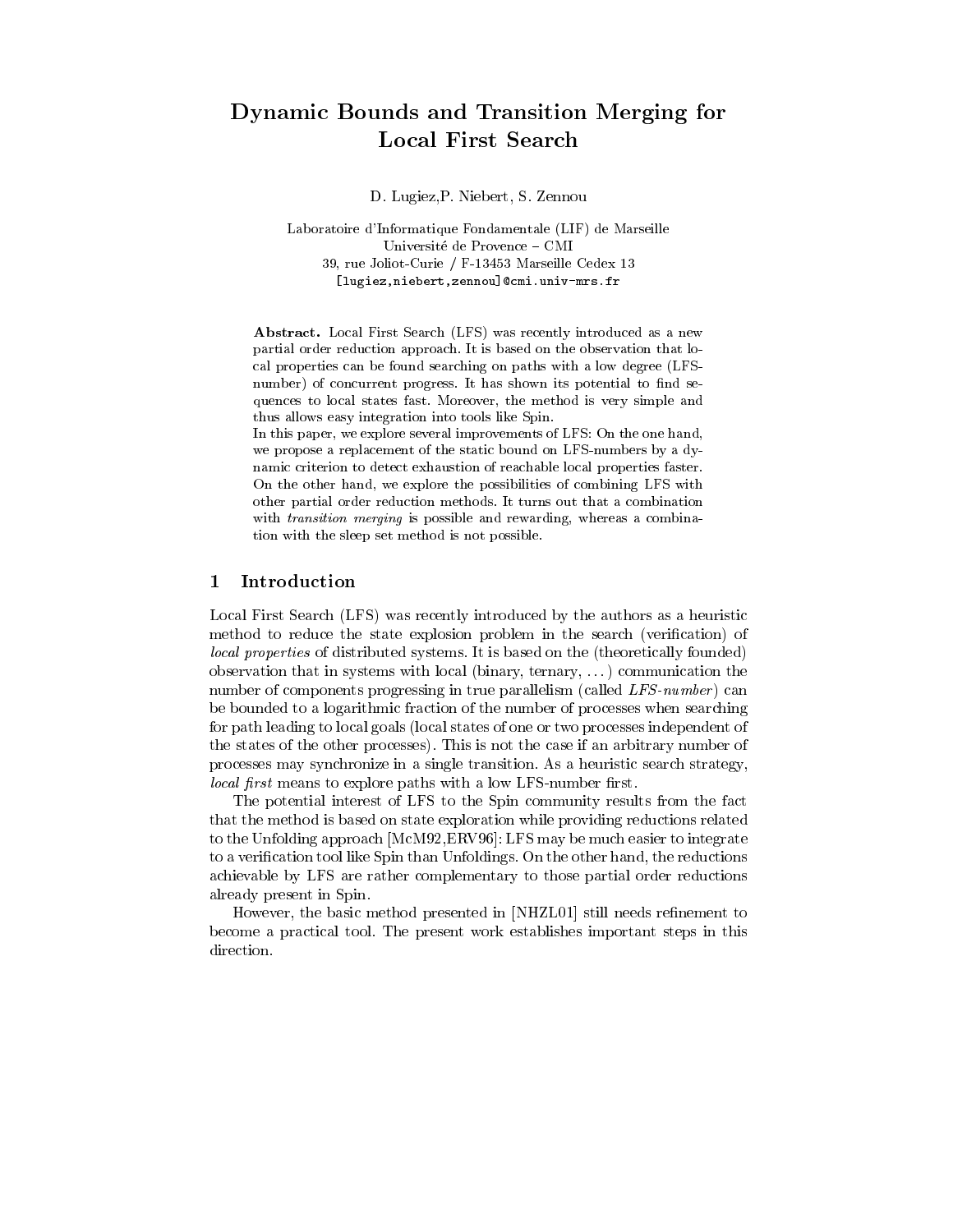# Dynamic Bounds and Transition Merging for Local First Search

D. Lugiez, P. Niebert, S. Zennou

Laboratoire d'Informatique Fondamentale (LIF) de Marseille
Université de Provence – CMI
39, rue Joliot-Curie / F-13453 Marseille Cedex 13
[lugiez,niebert,zennou]@cmi.univ-mrs.fr

**Abstract.** Local First Search (LFS) was recently introduced as a new partial order reduction approach. It is based on the observation that local properties can be found searching on paths with a low degree (LFS-number) of concurrent progress. It has shown its potential to find sequences to local states fast. Moreover, the method is very simple and thus allows easy integration into tools like Spin.
In this paper, we explore several improvements of LFS: On the one hand, we propose a replacement of the static bound on LFS-numbers by a dynamic criterion to detect exhaustion of reachable local properties faster. On the other hand, we explore the possibilities of combining LFS with other partial order reduction methods. It turns out that a combination with *transition merging* is possible and rewarding, whereas a combination with the sleep set method is not possible.

## 1 Introduction

Local First Search (LFS) was recently introduced by the authors as a heuristic method to reduce the state explosion problem in the search (verification) of *local properties* of distributed systems. It is based on the (theoretically founded) observation that in systems with local (binary, ternary, ...) communication the number of components progressing in true parallelism (called *LFS-number*) can be bounded to a logarithmic fraction of the number of processes when searching for path leading to local goals (local states of one or two processes independent of the states of the other processes). This is not the case if an arbitrary number of processes may synchronize in a single transition. As a heuristic search strategy, *local first* means to explore paths with a low LFS-number first.

The potential interest of LFS to the Spin community results from the fact that the method is based on state exploration while providing reductions related to the Unfolding approach [McM92,ERV96]: LFS may be much easier to integrate to a verification tool like Spin than Unfoldings. On the other hand, the reductions achievable by LFS are rather complementary to those partial order reductions already present in Spin.

However, the basic method presented in [NHZL01] still needs refinement to become a practical tool. The present work establishes important steps in this direction.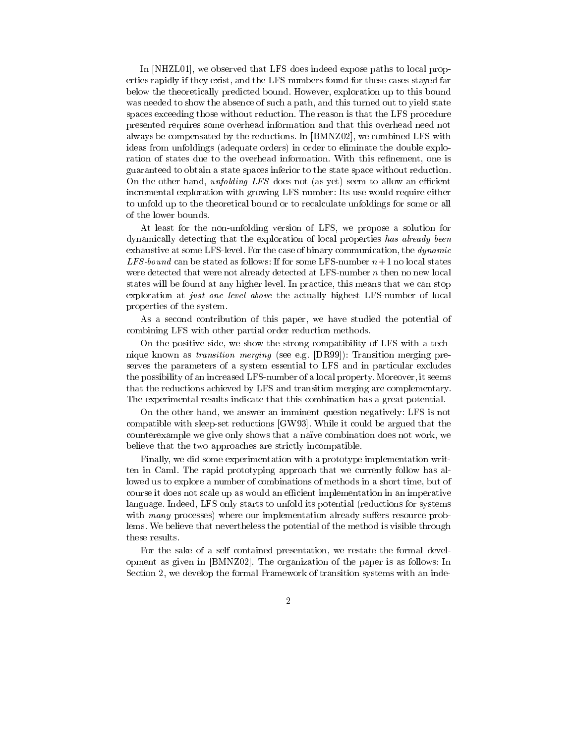In [NHZL01], we observed that LFS does indeed expose paths to local properties rapidly if they exist, and the LFS-numbers found for these cases stayed far below the theoretically predicted bound. However, exploration up to this bound was needed to show the absence of such a path, and this turned out to yield state spaces exceeding those without reduction. The reason is that the LFS procedure presented requires some overhead information and that this overhead need not always be compensated by the reductions. In [BMNZ02], we combined LFS with ideas from unfoldings (adequate orders) in order to eliminate the double exploration of states due to the overhead information. With this refinement, one is guaranteed to obtain a state spaces inferior to the state space without reduction. On the other hand, *unfolding LFS* does not (as yet) seem to allow an efficient incremental exploration with growing LFS number: Its use would require either to unfold up to the theoretical bound or to recalculate unfoldings for some or all of the lower bounds.

At least for the non-unfolding version of LFS, we propose a solution for dynamically detecting that the exploration of local properties *has already been* exhaustive at some LFS-level. For the case of binary communication, the *dynamic LFS-bound* can be stated as follows: If for some LFS-number $n+1$ no local states were detected that were not already detected at LFS-number $n$ then no new local states will be found at any higher level. In practice, this means that we can stop exploration at *just one level above* the actually highest LFS-number of local properties of the system.

As a second contribution of this paper, we have studied the potential of combining LFS with other partial order reduction methods.

On the positive side, we show the strong compatibility of LFS with a technique known as *transition merging* (see e.g. [DR99]): Transition merging preserves the parameters of a system essential to LFS and in particular excludes the possibility of an increased LFS-number of a local property. Moreover, it seems that the reductions achieved by LFS and transition merging are complementary. The experimental results indicate that this combination has a great potential.

On the other hand, we answer an imminent question negatively: LFS is not compatible with sleep-set reductions [GW93]. While it could be argued that the counterexample we give only shows that a naïve combination does not work, we believe that the two approaches are strictly incompatible.

Finally, we did some experimentation with a prototype implementation written in Caml. The rapid prototyping approach that we currently follow has allowed us to explore a number of combinations of methods in a short time, but of course it does not scale up as would an efficient implementation in an imperative language. Indeed, LFS only starts to unfold its potential (reductions for systems with *many* processes) where our implementation already suffers resource problems. We believe that nevertheless the potential of the method is visible through these results.

For the sake of a self contained presentation, we restate the formal development as given in [BMNZ02]. The organization of the paper is as follows: In Section 2, we develop the formal Framework of transition systems with an inde-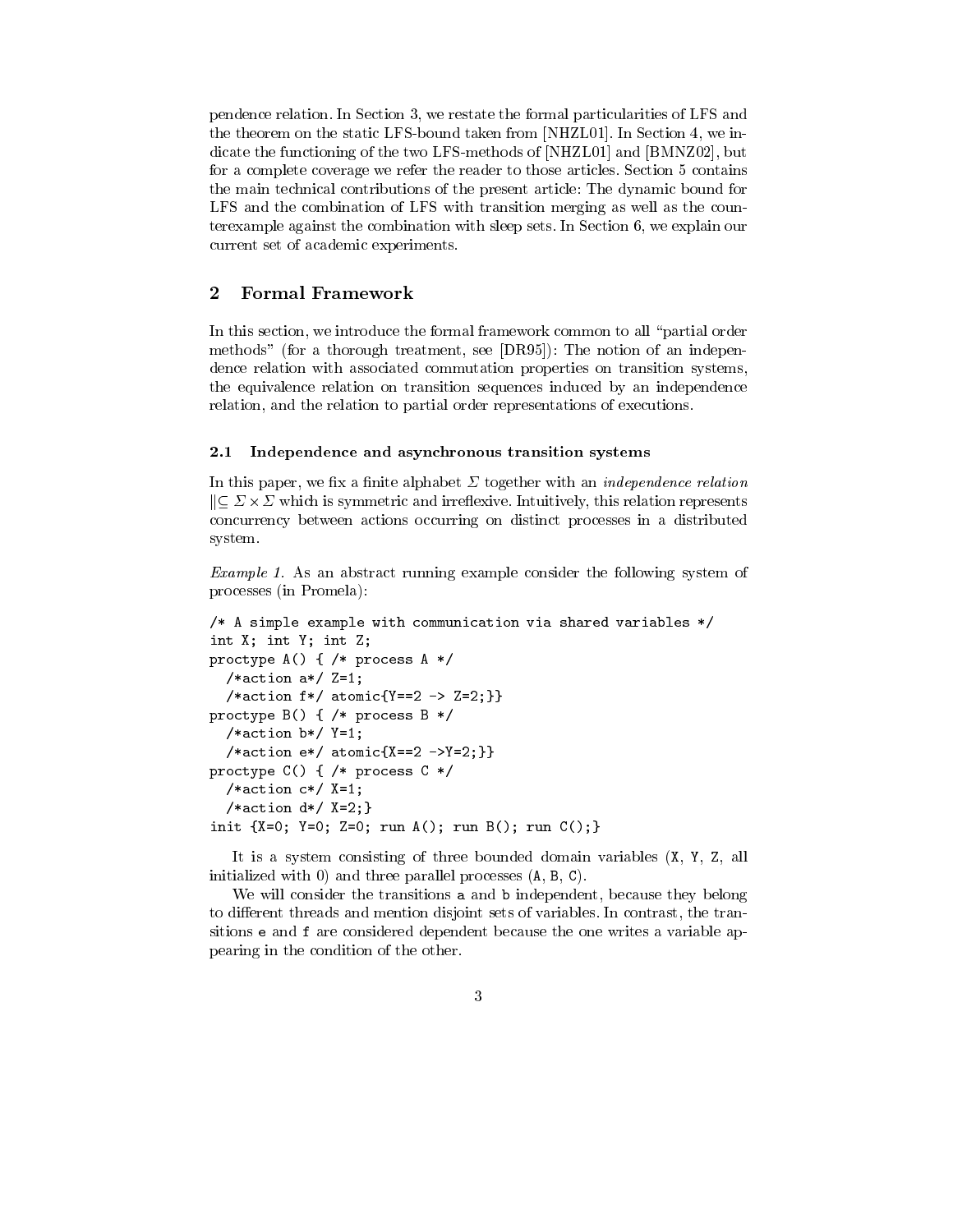pendence relation. In Section 3, we restate the formal particularities of LFS and the theorem on the static LFS-bound taken from [NHZL01]. In Section 4, we indicate the functioning of the two LFS-methods of [NHZL01] and [BMNZ02], but for a complete coverage we refer the reader to those articles. Section 5 contains the main technical contributions of the present article: The dynamic bound for LFS and the combination of LFS with transition merging as well as the counterexample against the combination with sleep sets. In Section 6, we explain our current set of academic experiments.

## 2 Formal Framework

In this section, we introduce the formal framework common to all "partial order methods" (for a thorough treatment, see [DR95]): The notion of an independence relation with associated commutation properties on transition systems, the equivalence relation on transition sequences induced by an independence relation, and the relation to partial order representations of executions.

### 2.1 Independence and asynchronous transition systems

In this paper, we fix a finite alphabet $\Sigma$ together with an *independence relation* $\| \subseteq \Sigma \times \Sigma$ which is symmetric and irreflexive. Intuitively, this relation represents concurrency between actions occurring on distinct processes in a distributed system.

*Example 1.* As an abstract running example consider the following system of processes (in Promela):

```
/* A simple example with communication via shared variables */
int X; int Y; int Z;
proctype A() { /* process A */
  /*action a*/ Z=1;
  /*action f*/ atomic{Y==2 -> Z=2;}}
proctype B() { /* process B */
  /*action b*/ Y=1;
  /*action e*/ atomic{X==2 ->Y=2;}}
proctype C() { /* process C */
  /*action c*/ X=1;
  /*action d*/ X=2;}
init {X=0; Y=0; Z=0; run A(); run B(); run C();}
```

It is a system consisting of three bounded domain variables (X, Y, Z, all initialized with 0) and three parallel processes (A, B, C).

We will consider the transitions a and b independent, because they belong to different threads and mention disjoint sets of variables. In contrast, the transitions e and f are considered dependent because the one writes a variable appearing in the condition of the other.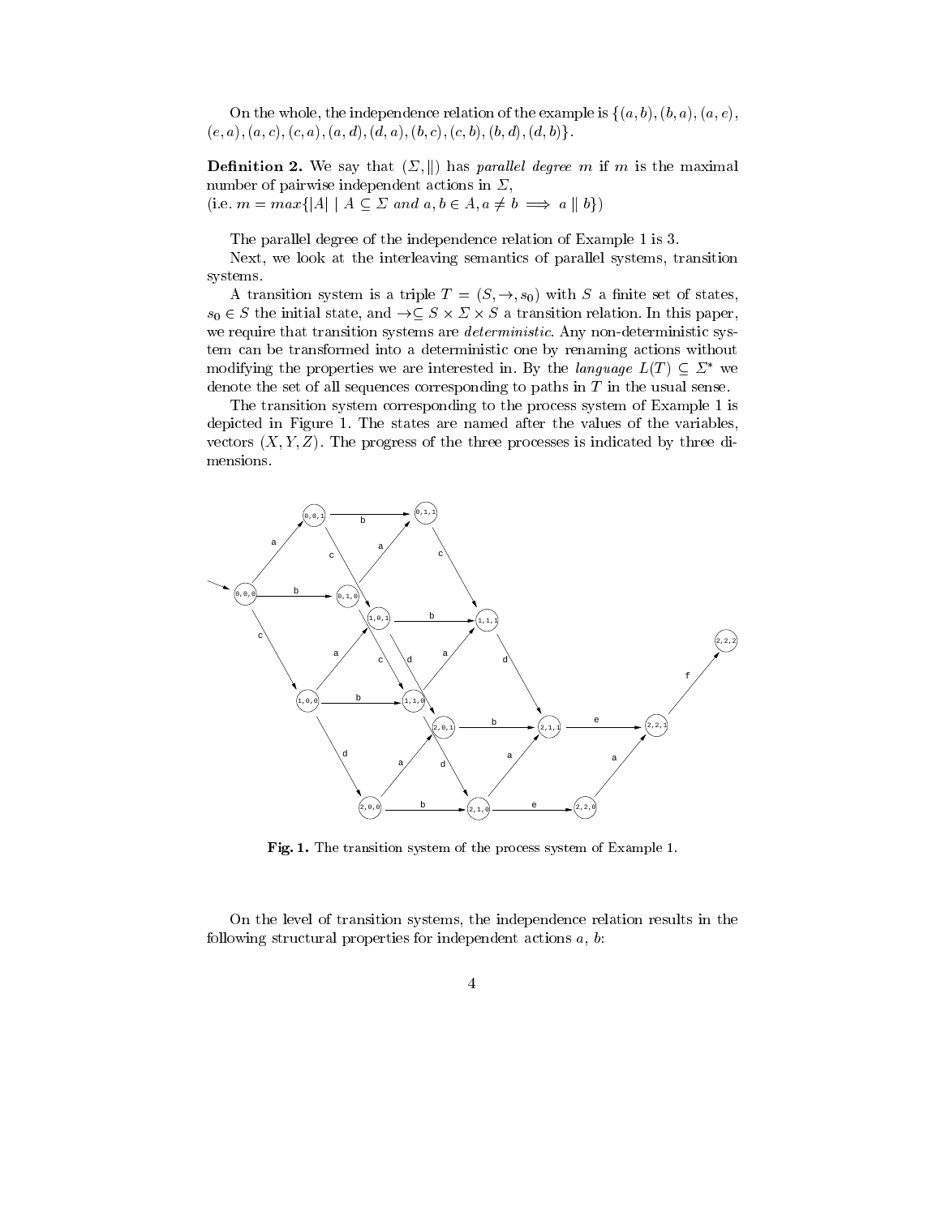On the whole, the independence relation of the example is $\{(a,b),(b,a),(a,e),$ $(e,a),(a,c),(c,a),(a,d),(d,a),(b,c),(c,b),(b,d),(d,b)\}$.

**Definition 2.** We say that $(\Sigma, \|)$ has *parallel degree* $m$ if $m$ is the maximal number of pairwise independent actions in $\Sigma$,
(i.e. $m = max\{|A| \mid A \subseteq \Sigma \text{ and } a, b \in A, a \neq b \implies a \| b\}$)

The parallel degree of the independence relation of Example 1 is 3.

Next, we look at the interleaving semantics of parallel systems, transition systems.

A transition system is a triple $T = (S, \rightarrow, s_0)$ with $S$ a finite set of states, $s_0 \in S$ the initial state, and $\rightarrow \subseteq S \times \Sigma \times S$ a transition relation. In this paper, we require that transition systems are *deterministic*. Any non-deterministic system can be transformed into a deterministic one by renaming actions without modifying the properties we are interested in. By the *language* $L(T) \subseteq \Sigma^*$ we denote the set of all sequences corresponding to paths in $T$ in the usual sense.

The transition system corresponding to the process system of Example 1 is depicted in Figure 1. The states are named after the values of the variables, vectors $(X, Y, Z)$. The progress of the three processes is indicated by three dimensions.

**Fig. 1.** The transition system of the process system of Example 1.

On the level of transition systems, the independence relation results in the following structural properties for independent actions $a$, $b$: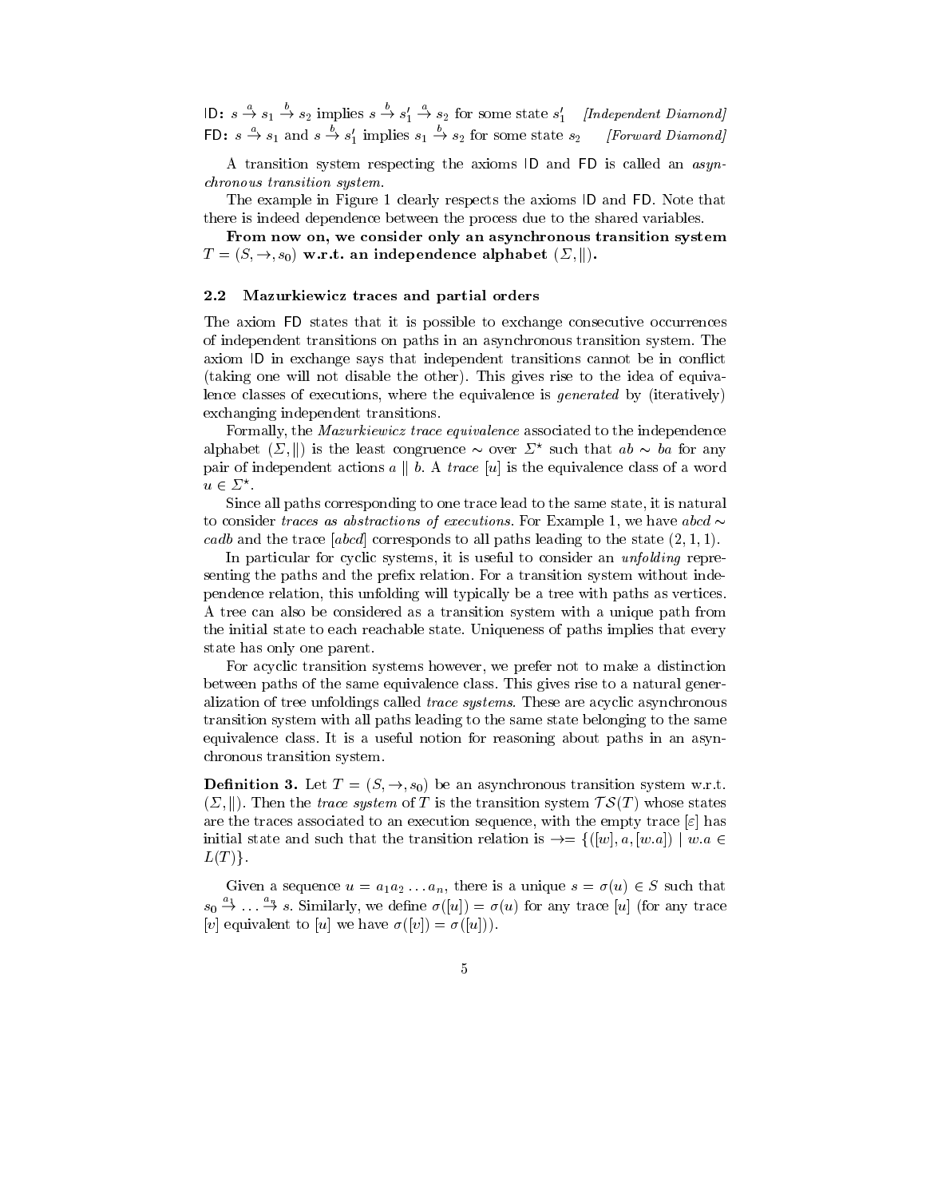ID: $s \xrightarrow{a} s_1 \xrightarrow{b} s_2$ implies $s \xrightarrow{b} s_1' \xrightarrow{a} s_2$ for some state $s_1'$ *[Independent Diamond]*
FD: $s \xrightarrow{a} s_1$ and $s \xrightarrow{b} s_1'$ implies $s_1 \xrightarrow{b} s_2$ for some state $s_2$ *[Forward Diamond]*

A transition system respecting the axioms ID and FD is called an *asynchronous transition system*.

The example in Figure 1 clearly respects the axioms ID and FD. Note that there is indeed dependence between the process due to the shared variables.

**From now on, we consider only an asynchronous transition system $T = (S, \rightarrow, s_0)$ w.r.t. an independence alphabet $(\Sigma, \|)$.**

### 2.2 Mazurkiewicz traces and partial orders

The axiom FD states that it is possible to exchange consecutive occurrences of independent transitions on paths in an asynchronous transition system. The axiom ID in exchange says that independent transitions cannot be in conflict (taking one will not disable the other). This gives rise to the idea of equivalence classes of executions, where the equivalence is *generated* by (iteratively) exchanging independent transitions.

Formally, the *Mazurkiewicz trace equivalence* associated to the independence alphabet $(\Sigma, \|)$ is the least congruence $\sim$ over $\Sigma^\star$ such that $ab \sim ba$ for any pair of independent actions $a \parallel b$. A *trace* $[u]$ is the equivalence class of a word $u \in \Sigma^\star$.

Since all paths corresponding to one trace lead to the same state, it is natural to consider *traces as abstractions of executions*. For Example 1, we have $abcd \sim cadb$ and the trace $[abcd]$ corresponds to all paths leading to the state $(2, 1, 1)$.

In particular for cyclic systems, it is useful to consider an *unfolding* representing the paths and the prefix relation. For a transition system without independence relation, this unfolding will typically be a tree with paths as vertices. A tree can also be considered as a transition system with a unique path from the initial state to each reachable state. Uniqueness of paths implies that every state has only one parent.

For acyclic transition systems however, we prefer not to make a distinction between paths of the same equivalence class. This gives rise to a natural generalization of tree unfoldings called *trace systems*. These are acyclic asynchronous transition system with all paths leading to the same state belonging to the same equivalence class. It is a useful notion for reasoning about paths in an asynchronous transition system.

**Definition 3.** Let $T = (S, \rightarrow, s_0)$ be an asynchronous transition system w.r.t. $(\Sigma, \|)$. Then the *trace system* of $T$ is the transition system $\mathcal{TS}(T)$ whose states are the traces associated to an execution sequence, with the empty trace $[\varepsilon]$ has initial state and such that the transition relation is $\rightarrow = \{([w], a, [w.a]) \mid w.a \in L(T)\}$.

Given a sequence $u = a_1 a_2 \ldots a_n$, there is a unique $s = \sigma(u) \in S$ such that $s_0 \xrightarrow{a_1} \ldots \xrightarrow{a_n} s$. Similarly, we define $\sigma([u]) = \sigma(u)$ for any trace $[u]$ (for any trace $[v]$ equivalent to $[u]$ we have $\sigma([v]) = \sigma([u])$).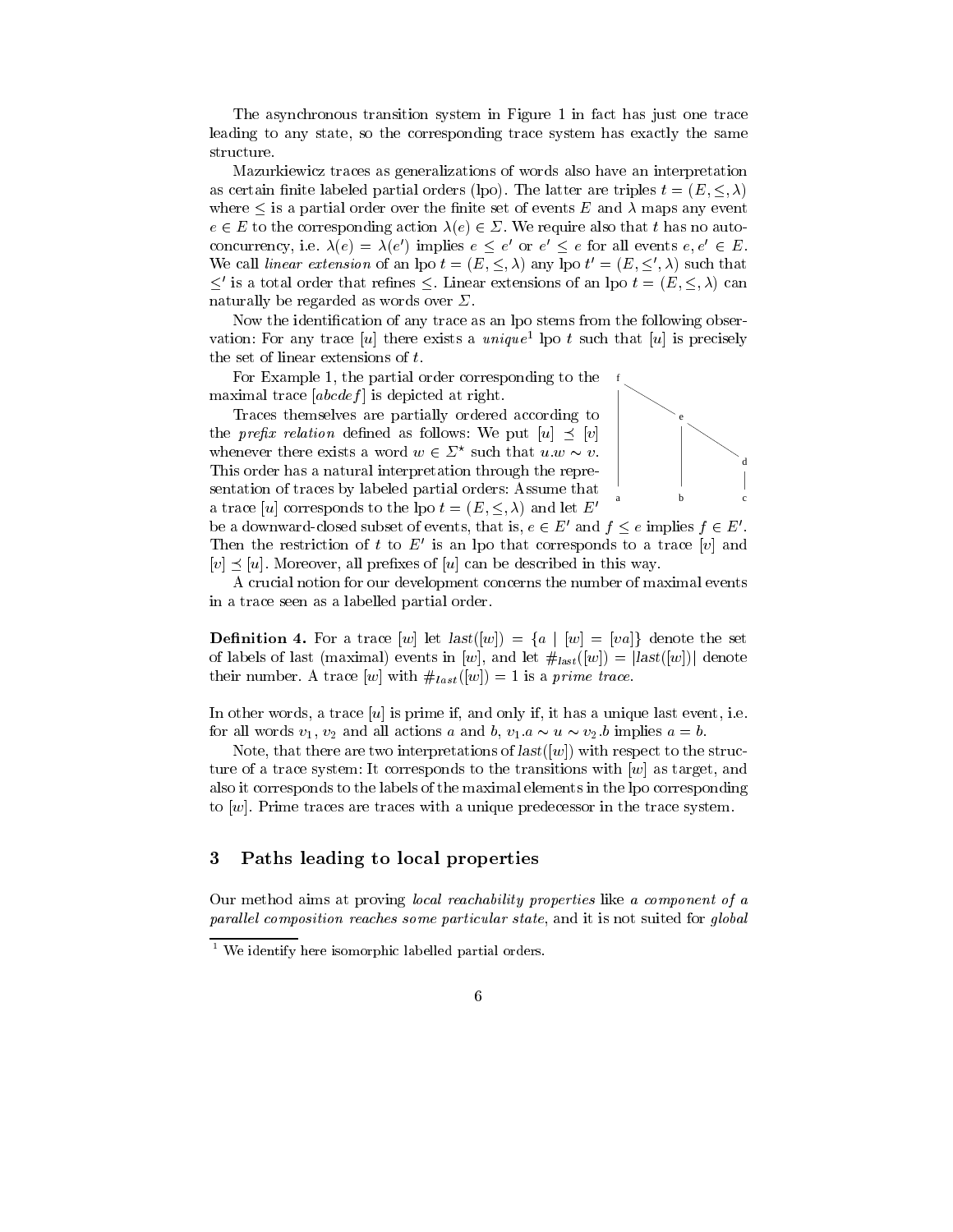The asynchronous transition system in Figure 1 in fact has just one trace leading to any state, so the corresponding trace system has exactly the same structure.

Mazurkiewicz traces as generalizations of words also have an interpretation as certain finite labeled partial orders (lpo). The latter are triples $t = (E, \leq, \lambda)$ where $\leq$ is a partial order over the finite set of events $E$ and $\lambda$ maps any event $e \in E$ to the corresponding action $\lambda(e) \in \Sigma$. We require also that $t$ has no auto-concurrency, i.e. $\lambda(e) = \lambda(e')$ implies $e \leq e'$ or $e' \leq e$ for all events $e, e' \in E$. We call *linear extension* of an lpo $t = (E, \leq, \lambda)$ any lpo $t' = (E, \leq', \lambda)$ such that $\leq'$ is a total order that refines $\leq$. Linear extensions of an lpo $t = (E, \leq, \lambda)$ can naturally be regarded as words over $\Sigma$.

Now the identification of any trace as an lpo stems from the following observation: For any trace $[u]$ there exists a *unique*[1] lpo $t$ such that $[u]$ is precisely the set of linear extensions of $t$.

For Example 1, the partial order corresponding to the maximal trace $[abcdef]$ is depicted at right.

Traces themselves are partially ordered according to the *prefix relation* defined as follows: We put $[u] \preceq [v]$ whenever there exists a word $w \in \Sigma^\star$ such that $u.w \sim v$. This order has a natural interpretation through the representation of traces by labeled partial orders: Assume that a trace $[u]$ corresponds to the lpo $t = (E, \leq, \lambda)$ and let $E'$ be a downward-closed subset of events, that is, $e \in E'$ and $f \leq e$ implies $f \in E'$. Then the restriction of $t$ to $E'$ is an lpo that corresponds to a trace $[v]$ and $[v] \preceq [u]$. Moreover, all prefixes of $[u]$ can be described in this way.

A crucial notion for our development concerns the number of maximal events in a trace seen as a labelled partial order.

**Definition 4.** For a trace $[w]$ let $last([w]) = \{a \mid [w] = [va]\}$ denote the set of labels of last (maximal) events in $[w]$, and let $\#_{last}([w]) = |last([w])|$ denote their number. A trace $[w]$ with $\#_{last}([w]) = 1$ is a *prime trace*.

In other words, a trace $[u]$ is prime if, and only if, it has a unique last event, i.e. for all words $v_1$, $v_2$ and all actions $a$ and $b$, $v_1.a \sim u \sim v_2.b$ implies $a = b$.

Note, that there are two interpretations of $last([w])$ with respect to the structure of a trace system: It corresponds to the transitions with $[w]$ as target, and also it corresponds to the labels of the maximal elements in the lpo corresponding to $[w]$. Prime traces are traces with a unique predecessor in the trace system.

## 3 Paths leading to local properties

Our method aims at proving *local reachability properties* like *a component of a parallel composition reaches some particular state*, and it is not suited for *global*

[1] We identify here isomorphic labelled partial orders.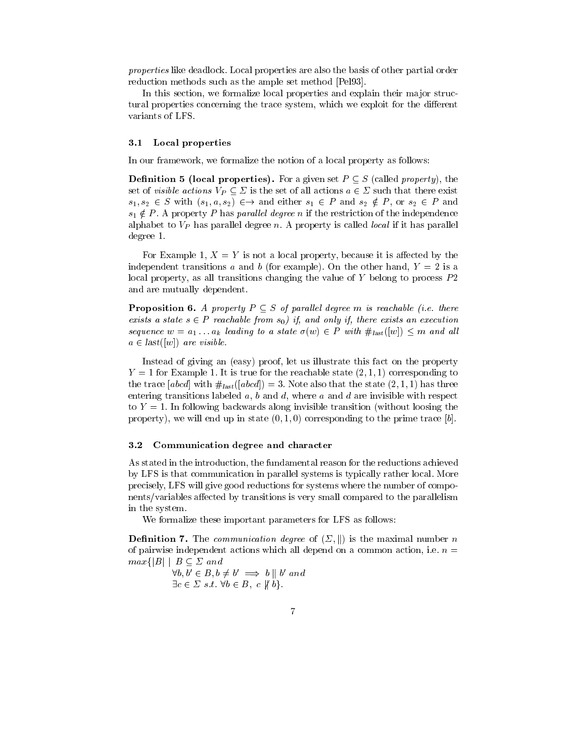*properties* like deadlock. Local properties are also the basis of other partial order reduction methods such as the ample set method [Pel93].

In this section, we formalize local properties and explain their major structural properties concerning the trace system, which we exploit for the different variants of LFS.

### 3.1 Local properties

In our framework, we formalize the notion of a local property as follows:

**Definition 5 (local properties).** For a given set $P \subseteq S$ (called *property*), the set of *visible actions* $V_P \subseteq \Sigma$ is the set of all actions $a \in \Sigma$ such that there exist $s_1, s_2 \in S$ with $(s_1, a, s_2) \in \rightarrow$ and either $s_1 \in P$ and $s_2 \notin P$, or $s_2 \in P$ and $s_1 \notin P$. A property $P$ has *parallel degree* $n$ if the restriction of the independence alphabet to $V_P$ has parallel degree $n$. A property is called *local* if it has parallel degree 1.

For Example 1, $X = Y$ is not a local property, because it is affected by the independent transitions $a$ and $b$ (for example). On the other hand, $Y = 2$ is a local property, as all transitions changing the value of $Y$ belong to process $P2$ and are mutually dependent.

**Proposition 6.** *A property $P \subseteq S$ of parallel degree $m$ is reachable (i.e. there exists a state $s \in P$ reachable from $s_0$) if, and only if, there exists an execution sequence $w = a_1 \dots a_k$ leading to a state $\sigma(w) \in P$ with $\#_{last}([w]) \leq m$ and all $a \in last([w])$ are visible.*

Instead of giving an (easy) proof, let us illustrate this fact on the property $Y = 1$ for Example 1. It is true for the reachable state $(2, 1, 1)$ corresponding to the trace $[abcd]$ with $\#_{last}([abcd]) = 3$. Note also that the state $(2, 1, 1)$ has three entering transitions labeled $a$, $b$ and $d$, where $a$ and $d$ are invisible with respect to $Y = 1$. In following backwards along invisible transition (without loosing the property), we will end up in state $(0, 1, 0)$ corresponding to the prime trace $[b]$.

### 3.2 Communication degree and character

As stated in the introduction, the fundamental reason for the reductions achieved by LFS is that communication in parallel systems is typically rather local. More precisely, LFS will give good reductions for systems where the number of components/variables affected by transitions is very small compared to the parallelism in the system.

We formalize these important parameters for LFS as follows:

**Definition 7.** The *communication degree* of $(\Sigma, \|)$ is the maximal number $n$ of pairwise independent actions which all depend on a common action, i.e. $n = max\{|B| \mid B \subseteq \Sigma$ *and*

$$\forall b, b' \in B, b \neq b' \implies b \parallel b' \textit{ and}$$
$$\exists c \in \Sigma \textit{ s.t. } \forall b \in B,\ c \not\parallel b\}.$$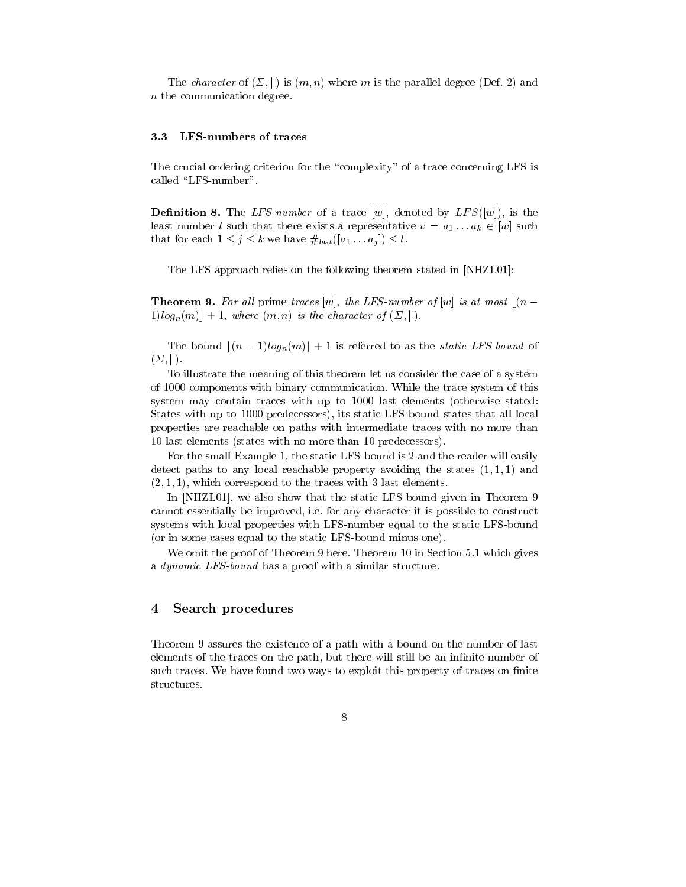The *character* of $(\Sigma, \|)$ is $(m, n)$ where $m$ is the parallel degree (Def. 2) and $n$ the communication degree.

### 3.3 LFS-numbers of traces

The crucial ordering criterion for the "complexity" of a trace concerning LFS is called "LFS-number".

**Definition 8.** The *LFS-number* of a trace $[w]$, denoted by $LFS([w])$, is the least number $l$ such that there exists a representative $v = a_1 \dots a_k \in [w]$ such that for each $1 \leq j \leq k$ we have $\#_{last}([a_1 \dots a_j]) \leq l$.

The LFS approach relies on the following theorem stated in [NHZL01]:

**Theorem 9.** *For all* prime *traces* $[w]$*, the LFS-number of* $[w]$ *is at most* $\lfloor (n - 1) log_n(m) \rfloor + 1$*, where* $(m, n)$ *is the character of* $(\Sigma, \|)$.

The bound $\lfloor (n - 1) log_n(m) \rfloor + 1$ is referred to as the *static LFS-bound* of $(\Sigma, \|)$.

To illustrate the meaning of this theorem let us consider the case of a system of 1000 components with binary communication. While the trace system of this system may contain traces with up to 1000 last elements (otherwise stated: States with up to 1000 predecessors), its static LFS-bound states that all local properties are reachable on paths with intermediate traces with no more than 10 last elements (states with no more than 10 predecessors).

For the small Example 1, the static LFS-bound is 2 and the reader will easily detect paths to any local reachable property avoiding the states $(1, 1, 1)$ and $(2, 1, 1)$, which correspond to the traces with 3 last elements.

In [NHZL01], we also show that the static LFS-bound given in Theorem 9 cannot essentially be improved, i.e. for any character it is possible to construct systems with local properties with LFS-number equal to the static LFS-bound (or in some cases equal to the static LFS-bound minus one).

We omit the proof of Theorem 9 here. Theorem 10 in Section 5.1 which gives a *dynamic LFS-bound* has a proof with a similar structure.

## 4 Search procedures

Theorem 9 assures the existence of a path with a bound on the number of last elements of the traces on the path, but there will still be an infinite number of such traces. We have found two ways to exploit this property of traces on finite structures.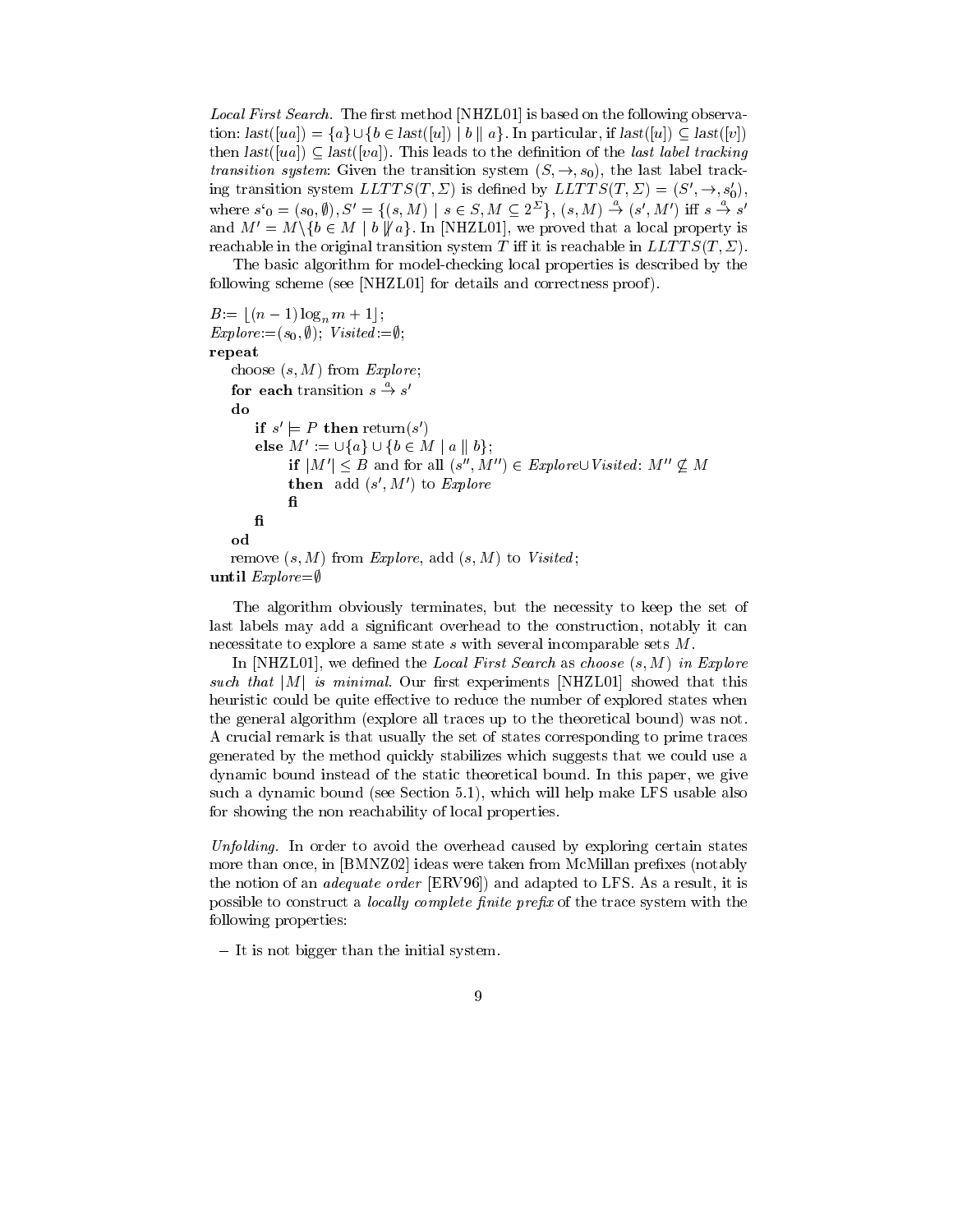*Local First Search.* The first method [NHZL01] is based on the following observation: $last([ua]) = \{a\} \cup \{b \in last([u]) \mid b \parallel a\}$. In particular, if $last([u]) \subseteq last([v])$ then $last([ua]) \subseteq last([va])$. This leads to the definition of the *last label tracking transition system*: Given the transition system $(S, \rightarrow, s_0)$, the last label tracking transition system $LLTTS(T, \Sigma)$ is defined by $LLTTS(T, \Sigma) = (S', \rightarrow, s_0')$, where $s`_0 = (s_0, \emptyset), S' = \{(s, M) \mid s \in S, M \subseteq 2^{\Sigma}\}$, $(s, M) \stackrel{a}{\rightarrow} (s', M')$ iff $s \stackrel{a}{\rightarrow} s'$ and $M' = M \backslash \{b \in M \mid b \not\parallel a\}$. In [NHZL01], we proved that a local property is reachable in the original transition system $T$ iff it is reachable in $LLTTS(T, \Sigma)$.

The basic algorithm for model-checking local properties is described by the following scheme (see [NHZL01] for details and correctness proof).

```
B:= ⌊(n − 1) log_n m + 1⌋;
Explore:=(s_0, ∅); Visited:=∅;
repeat
   choose (s, M) from Explore;
   for each transition s -a-> s'
   do
       if s' ⊨ P then return(s')
       else M' := ∪{a} ∪ {b ∈ M | a ∥ b};
             if |M'| ≤ B and for all (s'', M'') ∈ Explore∪Visited: M'' ⊈ M
             then  add (s', M') to Explore
             fi
       fi
   od
   remove (s, M) from Explore, add (s, M) to Visited;
until Explore=∅
```

The algorithm obviously terminates, but the necessity to keep the set of last labels may add a significant overhead to the construction, notably it can necessitate to explore a same state $s$ with several incomparable sets $M$.

In [NHZL01], we defined the *Local First Search* as *choose* $(s, M)$ *in Explore such that* $|M|$ *is minimal*. Our first experiments [NHZL01] showed that this heuristic could be quite effective to reduce the number of explored states when the general algorithm (explore all traces up to the theoretical bound) was not. A crucial remark is that usually the set of states corresponding to prime traces generated by the method quickly stabilizes which suggests that we could use a dynamic bound instead of the static theoretical bound. In this paper, we give such a dynamic bound (see Section 5.1), which will help make LFS usable also for showing the non reachability of local properties.

*Unfolding.* In order to avoid the overhead caused by exploring certain states more than once, in [BMNZ02] ideas were taken from McMillan prefixes (notably the notion of an *adequate order* [ERV96]) and adapted to LFS. As a result, it is possible to construct a *locally complete finite prefix* of the trace system with the following properties:

– It is not bigger than the initial system.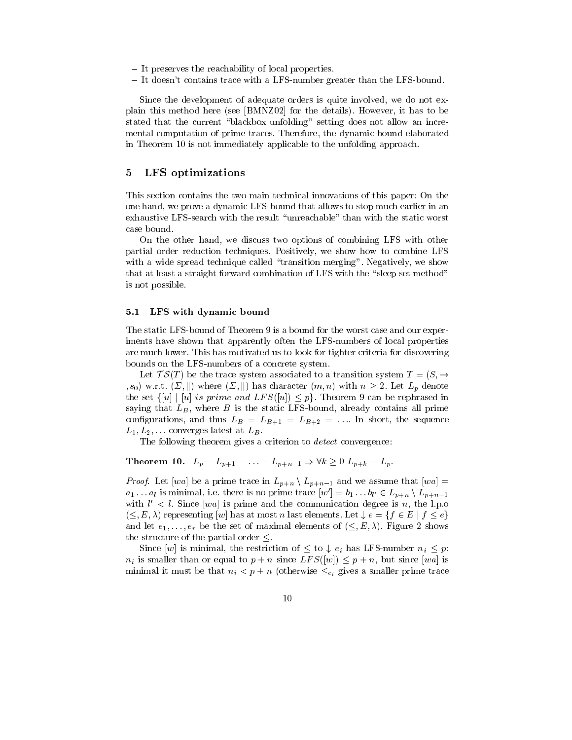- It preserves the reachability of local properties.
- It doesn't contains trace with a LFS-number greater than the LFS-bound.

Since the development of adequate orders is quite involved, we do not explain this method here (see [BMNZ02] for the details). However, it has to be stated that the current "blackbox unfolding" setting does not allow an incremental computation of prime traces. Therefore, the dynamic bound elaborated in Theorem 10 is not immediately applicable to the unfolding approach.

## 5 LFS optimizations

This section contains the two main technical innovations of this paper: On the one hand, we prove a dynamic LFS-bound that allows to stop much earlier in an exhaustive LFS-search with the result "unreachable" than with the static worst case bound.

On the other hand, we discuss two options of combining LFS with other partial order reduction techniques. Positively, we show how to combine LFS with a wide spread technique called "transition merging". Negatively, we show that at least a straight forward combination of LFS with the "sleep set method" is not possible.

### 5.1 LFS with dynamic bound

The static LFS-bound of Theorem 9 is a bound for the worst case and our experiments have shown that apparently often the LFS-numbers of local properties are much lower. This has motivated us to look for tighter criteria for discovering bounds on the LFS-numbers of a concrete system.

Let $\mathcal{TS}(T)$ be the trace system associated to a transition system $T = (S, \rightarrow, s_0)$ w.r.t. $(\Sigma, \|)$ where $(\Sigma, \|)$ has character $(m, n)$ with $n \geq 2$. Let $L_p$ denote the set $\{[u] \mid [u] \textit{ is prime and } LFS([u]) \leq p\}$. Theorem 9 can be rephrased in saying that $L_B$, where $B$ is the static LFS-bound, already contains all prime configurations, and thus $L_B = L_{B+1} = L_{B+2} = \ldots$. In short, the sequence $L_1, L_2, \ldots$ converges latest at $L_B$.

The following theorem gives a criterion to *detect* convergence:

**Theorem 10.** $L_p = L_{p+1} = \ldots = L_{p+n-1} \Rightarrow \forall k \geq 0 \; L_{p+k} = L_p$.

*Proof.* Let $[wa]$ be a prime trace in $L_{p+n} \setminus L_{p+n-1}$ and we assume that $[wa] = a_1 \ldots a_l$ is minimal, i.e. there is no prime trace $[w'] = b_1 \ldots b_{l'} \in L_{p+n} \setminus L_{p+n-1}$ with $l' < l$. Since $[wa]$ is prime and the communication degree is $n$, the l.p.o $(\leq, E, \lambda)$ representing $[w]$ has at most $n$ last elements. Let $\downarrow e = \{f \in E \mid f \leq e\}$ and let $e_1, \ldots, e_r$ be the set of maximal elements of $(\leq, E, \lambda)$. Figure 2 shows the structure of the partial order $\leq$.

Since $[w]$ is minimal, the restriction of $\leq$ to $\downarrow e_i$ has LFS-number $n_i \leq p$: $n_i$ is smaller than or equal to $p + n$ since $LFS([w]) \leq p + n$, but since $[wa]$ is minimal it must be that $n_i < p + n$ (otherwise $\leq_{e_i}$ gives a smaller prime trace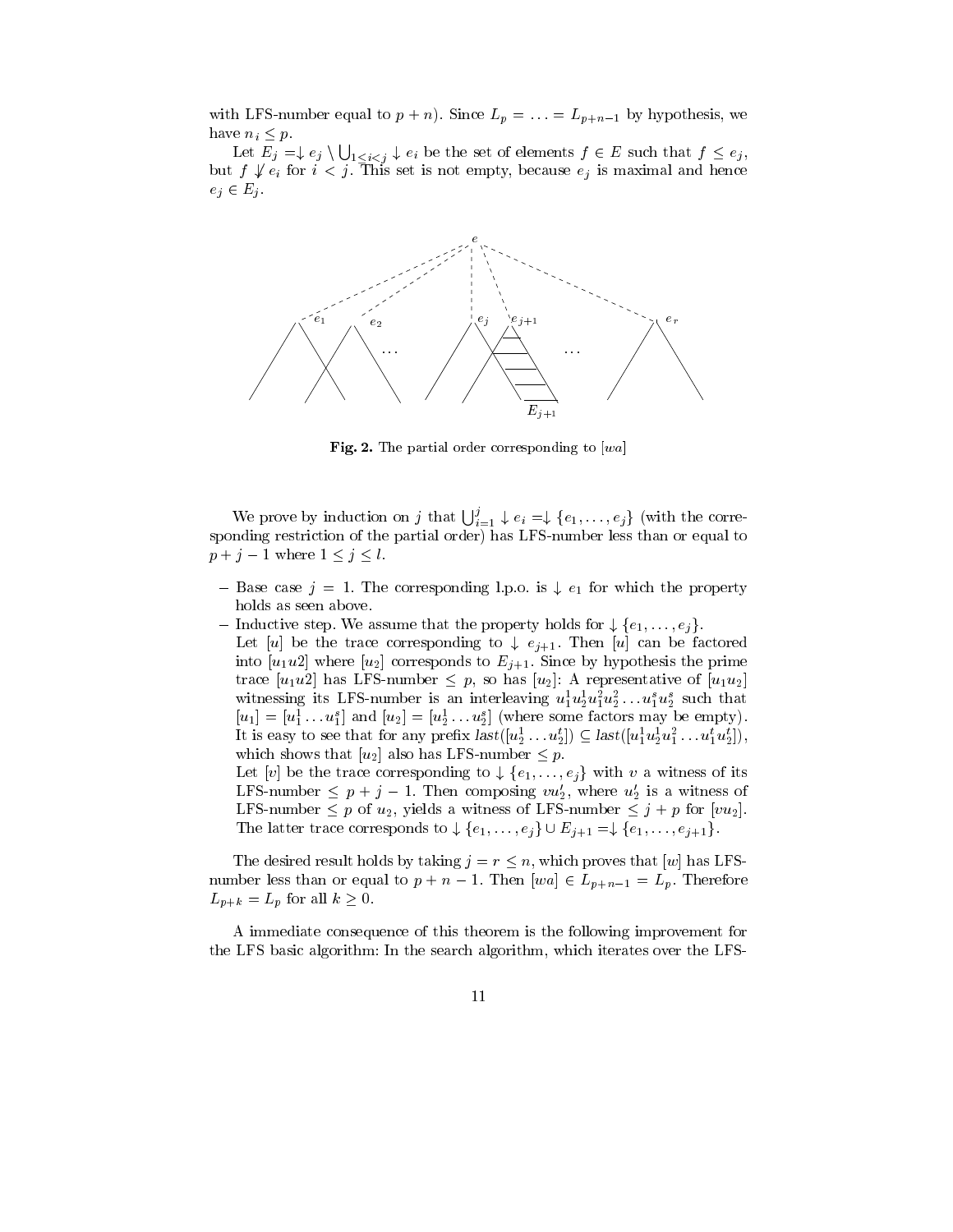with LFS-number equal to $p+n$). Since $L_p = \ldots = L_{p+n-1}$ by hypothesis, we have $n_i \leq p$.

Let $E_j = \downarrow e_j \setminus \bigcup_{1 \leq i < j} \downarrow e_i$ be the set of elements $f \in E$ such that $f \leq e_j$, but $f \not\leq e_i$ for $i < j$. This set is not empty, because $e_j$ is maximal and hence $e_j \in E_j$.

**Fig. 2.** The partial order corresponding to $[wa]$

We prove by induction on $j$ that $\bigcup_{i=1}^{j} \downarrow e_i = \downarrow \{e_1, \ldots, e_j\}$ (with the corresponding restriction of the partial order) has LFS-number less than or equal to $p + j - 1$ where $1 \leq j \leq l$.

- Base case $j = 1$. The corresponding l.p.o. is $\downarrow e_1$ for which the property holds as seen above.
- Inductive step. We assume that the property holds for $\downarrow \{e_1, \ldots, e_j\}$.
  Let $[u]$ be the trace corresponding to $\downarrow e_{j+1}$. Then $[u]$ can be factored into $[u_1 u2]$ where $[u_2]$ corresponds to $E_{j+1}$. Since by hypothesis the prime trace $[u_1 u2]$ has LFS-number $\leq p$, so has $[u_2]$: A representative of $[u_1 u_2]$ witnessing its LFS-number is an interleaving $u_1^1 u_2^1 u_1^2 u_2^2 \ldots u_1^s u_2^s$ such that $[u_1] = [u_1^1 \ldots u_1^s]$ and $[u_2] = [u_2^1 \ldots u_2^s]$ (where some factors may be empty). It is easy to see that for any prefix $last([u_2^1 \ldots u_2^t]) \subseteq last([u_1^1 u_2^1 u_1^2 \ldots u_1^t u_2^t])$, which shows that $[u_2]$ also has LFS-number $\leq p$.
  Let $[v]$ be the trace corresponding to $\downarrow \{e_1, \ldots, e_j\}$ with $v$ a witness of its LFS-number $\leq p + j - 1$. Then composing $vu_2'$, where $u_2'$ is a witness of LFS-number $\leq p$ of $u_2$, yields a witness of LFS-number $\leq j + p$ for $[vu_2]$. The latter trace corresponds to $\downarrow \{e_1, \ldots, e_j\} \cup E_{j+1} = \downarrow \{e_1, \ldots, e_{j+1}\}$.

The desired result holds by taking $j = r \leq n$, which proves that $[w]$ has LFS-number less than or equal to $p + n - 1$. Then $[wa] \in L_{p+n-1} = L_p$. Therefore $L_{p+k} = L_p$ for all $k \geq 0$.

A immediate consequence of this theorem is the following improvement for the LFS basic algorithm: In the search algorithm, which iterates over the LFS-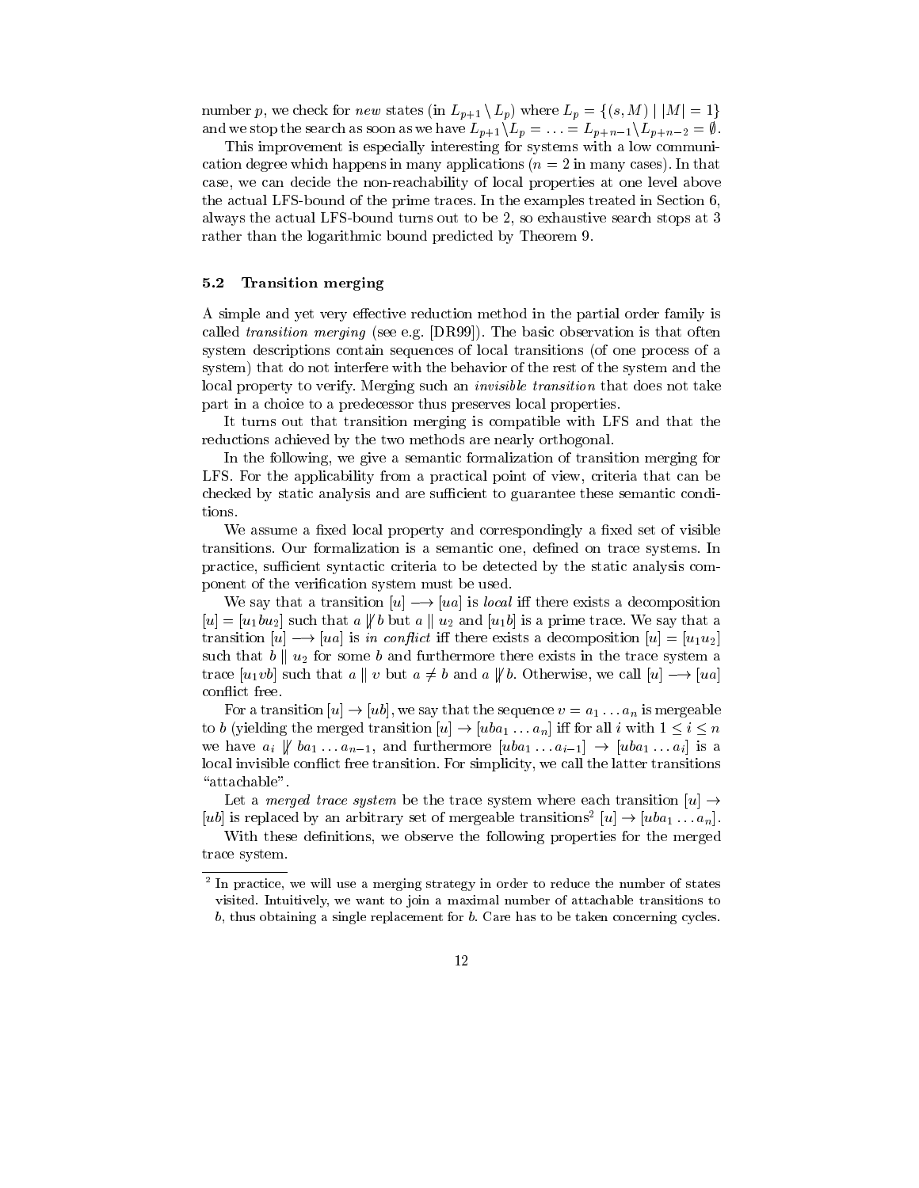number $p$, we check for *new* states (in $L_{p+1} \setminus L_p$) where $L_p = \{(s, M) \mid |M| = 1\}$ and we stop the search as soon as we have $L_{p+1} \setminus L_p = \ldots = L_{p+n-1} \setminus L_{p+n-2} = \emptyset$.

This improvement is especially interesting for systems with a low communication degree which happens in many applications ($n = 2$ in many cases). In that case, we can decide the non-reachability of local properties at one level above the actual LFS-bound of the prime traces. In the examples treated in Section 6, always the actual LFS-bound turns out to be 2, so exhaustive search stops at 3 rather than the logarithmic bound predicted by Theorem 9.

### 5.2 Transition merging

A simple and yet very effective reduction method in the partial order family is called *transition merging* (see e.g. [DR99]). The basic observation is that often system descriptions contain sequences of local transitions (of one process of a system) that do not interfere with the behavior of the rest of the system and the local property to verify. Merging such an *invisible transition* that does not take part in a choice to a predecessor thus preserves local properties.

It turns out that transition merging is compatible with LFS and that the reductions achieved by the two methods are nearly orthogonal.

In the following, we give a semantic formalization of transition merging for LFS. For the applicability from a practical point of view, criteria that can be checked by static analysis and are sufficient to guarantee these semantic conditions.

We assume a fixed local property and correspondingly a fixed set of visible transitions. Our formalization is a semantic one, defined on trace systems. In practice, sufficient syntactic criteria to be detected by the static analysis component of the verification system must be used.

We say that a transition $[u] \longrightarrow [ua]$ is *local* iff there exists a decomposition $[u] = [u_1 b u_2]$ such that $a \not\parallel b$ but $a \parallel u_2$ and $[u_1 b]$ is a prime trace. We say that a transition $[u] \longrightarrow [ua]$ is *in conflict* iff there exists a decomposition $[u] = [u_1 u_2]$ such that $b \parallel u_2$ for some $b$ and furthermore there exists in the trace system a trace $[u_1 v b]$ such that $a \parallel v$ but $a \neq b$ and $a \not\parallel b$. Otherwise, we call $[u] \longrightarrow [ua]$ conflict free.

For a transition $[u] \rightarrow [ub]$, we say that the sequence $v = a_1 \ldots a_n$ is mergeable to $b$ (yielding the merged transition $[u] \rightarrow [uba_1 \ldots a_n]$ iff for all $i$ with $1 \leq i \leq n$ we have $a_i \not\parallel ba_1 \ldots a_{n-1}$, and furthermore $[uba_1 \ldots a_{i-1}] \rightarrow [uba_1 \ldots a_i]$ is a local invisible conflict free transition. For simplicity, we call the latter transitions "attachable".

Let a *merged trace system* be the trace system where each transition $[u] \rightarrow [ub]$ is replaced by an arbitrary set of mergeable transitions[2] $[u] \rightarrow [uba_1 \ldots a_n]$.

With these definitions, we observe the following properties for the merged trace system.

---

[2] In practice, we will use a merging strategy in order to reduce the number of states visited. Intuitively, we want to join a maximal number of attachable transitions to $b$, thus obtaining a single replacement for $b$. Care has to be taken concerning cycles.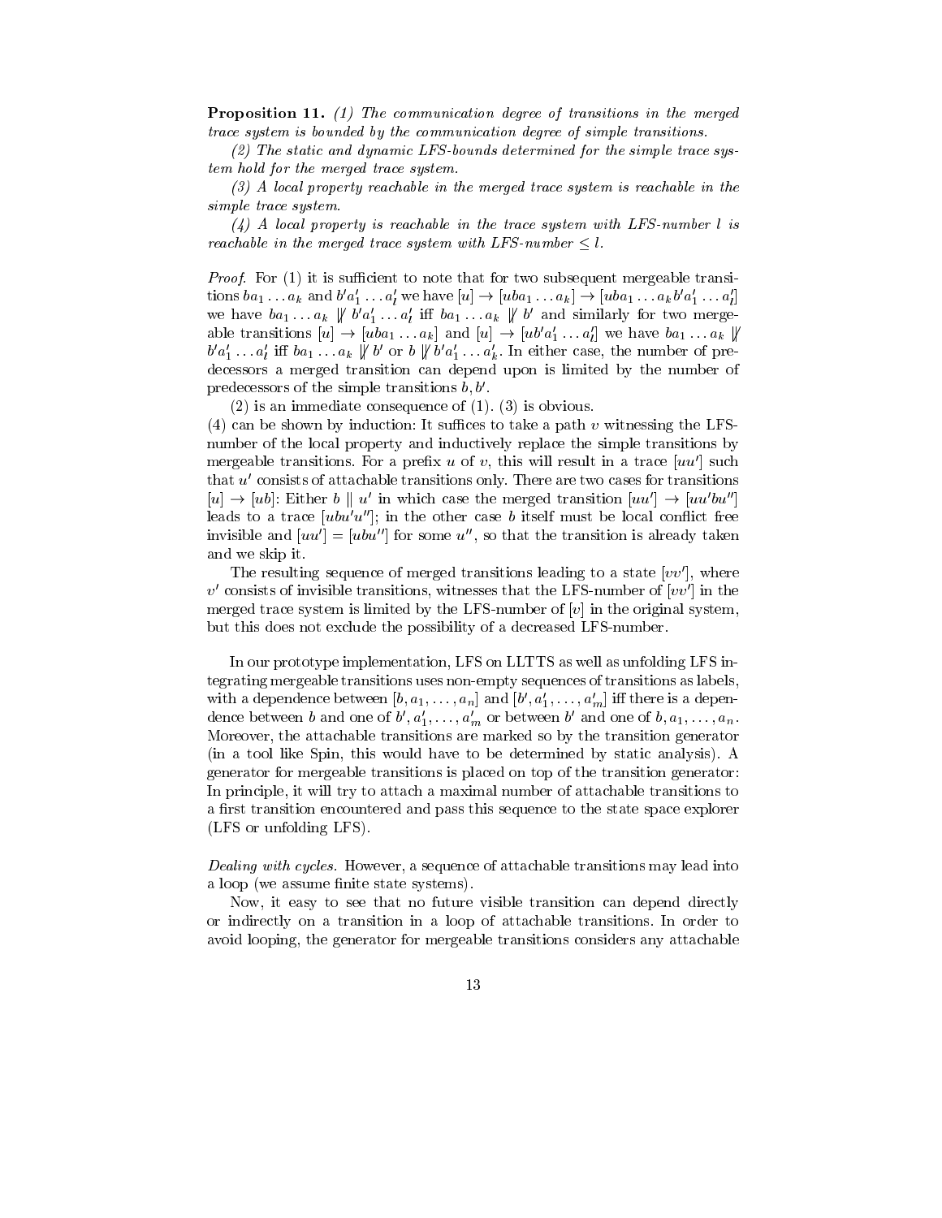**Proposition 11.** *(1) The communication degree of transitions in the merged trace system is bounded by the communication degree of simple transitions.*

*(2) The static and dynamic LFS-bounds determined for the simple trace system hold for the merged trace system.*

*(3) A local property reachable in the merged trace system is reachable in the simple trace system.*

*(4) A local property is reachable in the trace system with LFS-number $l$ is reachable in the merged trace system with LFS-number $\leq l$.*

*Proof.* For (1) it is sufficient to note that for two subsequent mergeable transitions $ba_1 \dots a_k$ and $b'a'_1 \dots a'_l$ we have $[u] \to [uba_1 \dots a_k] \to [uba_1 \dots a_k b'a'_1 \dots a'_l]$ we have $ba_1 \dots a_k \not\parallel b'a'_1 \dots a'_l$ iff $ba_1 \dots a_k \not\parallel b'$ and similarly for two mergeable transitions $[u] \to [uba_1 \dots a_k]$ and $[u] \to [ub'a'_1 \dots a'_l]$ we have $ba_1 \dots a_k \not\parallel b'a'_1 \dots a'_l$ iff $ba_1 \dots a_k \not\parallel b'$ or $b \not\parallel b'a'_1 \dots a'_k$. In either case, the number of predecessors a merged transition can depend upon is limited by the number of predecessors of the simple transitions $b, b'$.

(2) is an immediate consequence of (1). (3) is obvious.

(4) can be shown by induction: It suffices to take a path $v$ witnessing the LFS-number of the local property and inductively replace the simple transitions by mergeable transitions. For a prefix $u$ of $v$, this will result in a trace $[uu']$ such that $u'$ consists of attachable transitions only. There are two cases for transitions $[u] \to [ub]$: Either $b \parallel u'$ in which case the merged transition $[uu'] \to [uu'bu'']$ leads to a trace $[ubu'u'']$; in the other case $b$ itself must be local conflict free invisible and $[uu'] = [ubu'']$ for some $u''$, so that the transition is already taken and we skip it.

The resulting sequence of merged transitions leading to a state $[vv']$, where $v'$ consists of invisible transitions, witnesses that the LFS-number of $[vv']$ in the merged trace system is limited by the LFS-number of $[v]$ in the original system, but this does not exclude the possibility of a decreased LFS-number.

In our prototype implementation, LFS on LLTTS as well as unfolding LFS integrating mergeable transitions uses non-empty sequences of transitions as labels, with a dependence between $[b, a_1, \dots, a_n]$ and $[b', a'_1, \dots, a'_m]$ iff there is a dependence between $b$ and one of $b', a'_1, \dots, a'_m$ or between $b'$ and one of $b, a_1, \dots, a_n$. Moreover, the attachable transitions are marked so by the transition generator (in a tool like Spin, this would have to be determined by static analysis). A generator for mergeable transitions is placed on top of the transition generator: In principle, it will try to attach a maximal number of attachable transitions to a first transition encountered and pass this sequence to the state space explorer (LFS or unfolding LFS).

*Dealing with cycles.* However, a sequence of attachable transitions may lead into a loop (we assume finite state systems).

Now, it easy to see that no future visible transition can depend directly or indirectly on a transition in a loop of attachable transitions. In order to avoid looping, the generator for mergeable transitions considers any attachable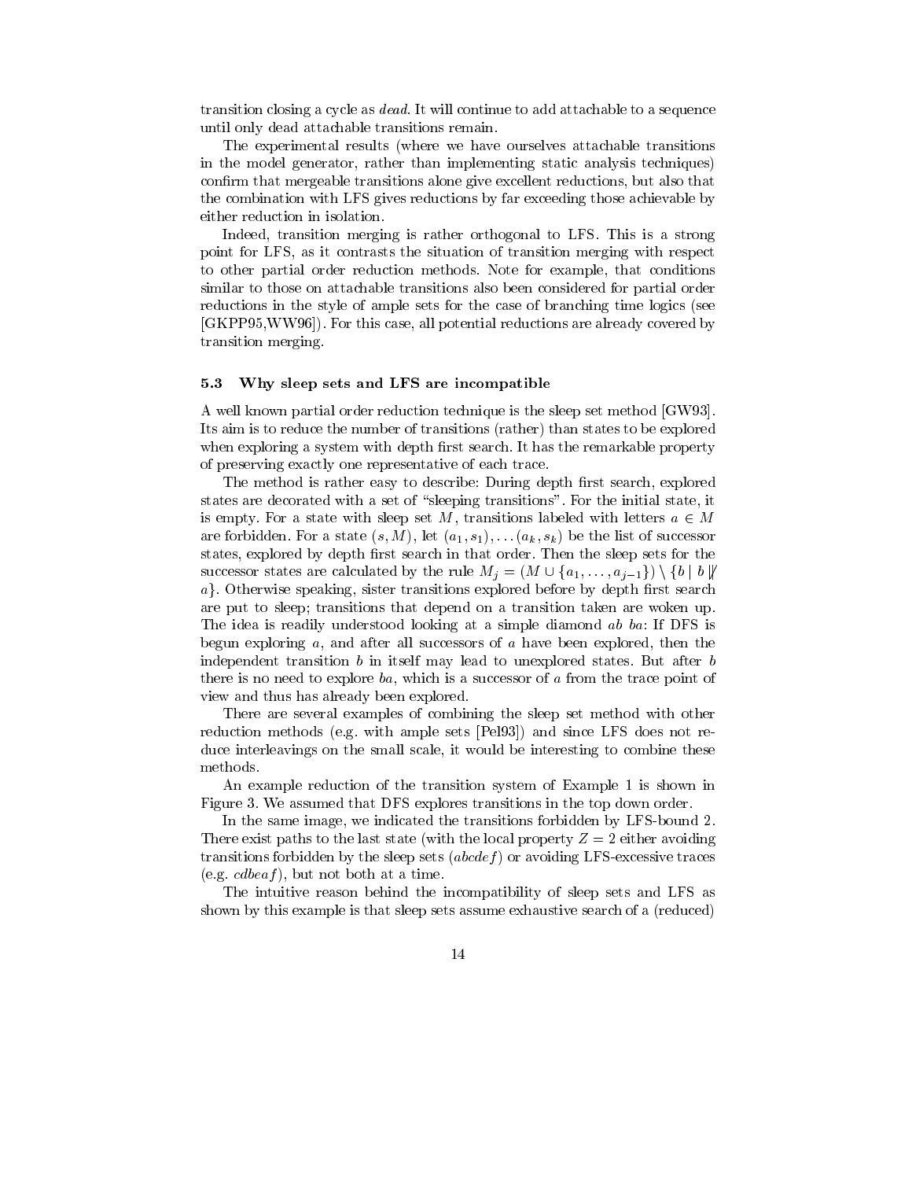transition closing a cycle as *dead*. It will continue to add attachable to a sequence until only dead attachable transitions remain.

The experimental results (where we have ourselves attachable transitions in the model generator, rather than implementing static analysis techniques) confirm that mergeable transitions alone give excellent reductions, but also that the combination with LFS gives reductions by far exceeding those achievable by either reduction in isolation.

Indeed, transition merging is rather orthogonal to LFS. This is a strong point for LFS, as it contrasts the situation of transition merging with respect to other partial order reduction methods. Note for example, that conditions similar to those on attachable transitions also been considered for partial order reductions in the style of ample sets for the case of branching time logics (see [GKPP95,WW96]). For this case, all potential reductions are already covered by transition merging.

### 5.3 Why sleep sets and LFS are incompatible

A well known partial order reduction technique is the sleep set method [GW93]. Its aim is to reduce the number of transitions (rather) than states to be explored when exploring a system with depth first search. It has the remarkable property of preserving exactly one representative of each trace.

The method is rather easy to describe: During depth first search, explored states are decorated with a set of "sleeping transitions". For the initial state, it is empty. For a state with sleep set $M$, transitions labeled with letters $a \in M$ are forbidden. For a state $(s, M)$, let $(a_1, s_1), \ldots (a_k, s_k)$ be the list of successor states, explored by depth first search in that order. Then the sleep sets for the successor states are calculated by the rule $M_j = (M \cup \{a_1, \ldots, a_{j-1}\}) \setminus \{b \mid b \not\parallel a\}$. Otherwise speaking, sister transitions explored before by depth first search are put to sleep; transitions that depend on a transition taken are woken up. The idea is readily understood looking at a simple diamond $ab$ $ba$: If DFS is begun exploring $a$, and after all successors of $a$ have been explored, then the independent transition $b$ in itself may lead to unexplored states. But after $b$ there is no need to explore $ba$, which is a successor of $a$ from the trace point of view and thus has already been explored.

There are several examples of combining the sleep set method with other reduction methods (e.g. with ample sets [Pel93]) and since LFS does not reduce interleavings on the small scale, it would be interesting to combine these methods.

An example reduction of the transition system of Example 1 is shown in Figure 3. We assumed that DFS explores transitions in the top down order.

In the same image, we indicated the transitions forbidden by LFS-bound 2. There exist paths to the last state (with the local property $Z = 2$ either avoiding transitions forbidden by the sleep sets ($abcdef$) or avoiding LFS-excessive traces (e.g. $cdbeaf$), but not both at a time.

The intuitive reason behind the incompatibility of sleep sets and LFS as shown by this example is that sleep sets assume exhaustive search of a (reduced)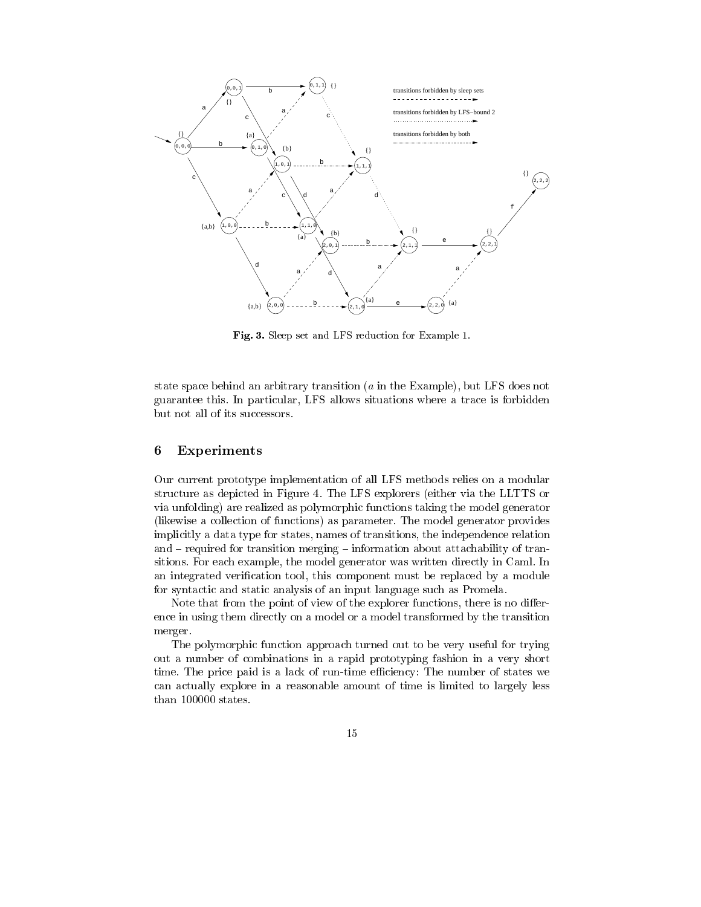**Fig. 3.** Sleep set and LFS reduction for Example 1.

state space behind an arbitrary transition ($a$ in the Example), but LFS does not guarantee this. In particular, LFS allows situations where a trace is forbidden but not all of its successors.

## 6 Experiments

Our current prototype implementation of all LFS methods relies on a modular structure as depicted in Figure 4. The LFS explorers (either via the LLTTS or via unfolding) are realized as polymorphic functions taking the model generator (likewise a collection of functions) as parameter. The model generator provides implicitly a data type for states, names of transitions, the independence relation and – required for transition merging – information about attachability of transitions. For each example, the model generator was written directly in Caml. In an integrated verification tool, this component must be replaced by a module for syntactic and static analysis of an input language such as Promela.

Note that from the point of view of the explorer functions, there is no difference in using them directly on a model or a model transformed by the transition merger.

The polymorphic function approach turned out to be very useful for trying out a number of combinations in a rapid prototyping fashion in a very short time. The price paid is a lack of run-time efficiency: The number of states we can actually explore in a reasonable amount of time is limited to largely less than 100000 states.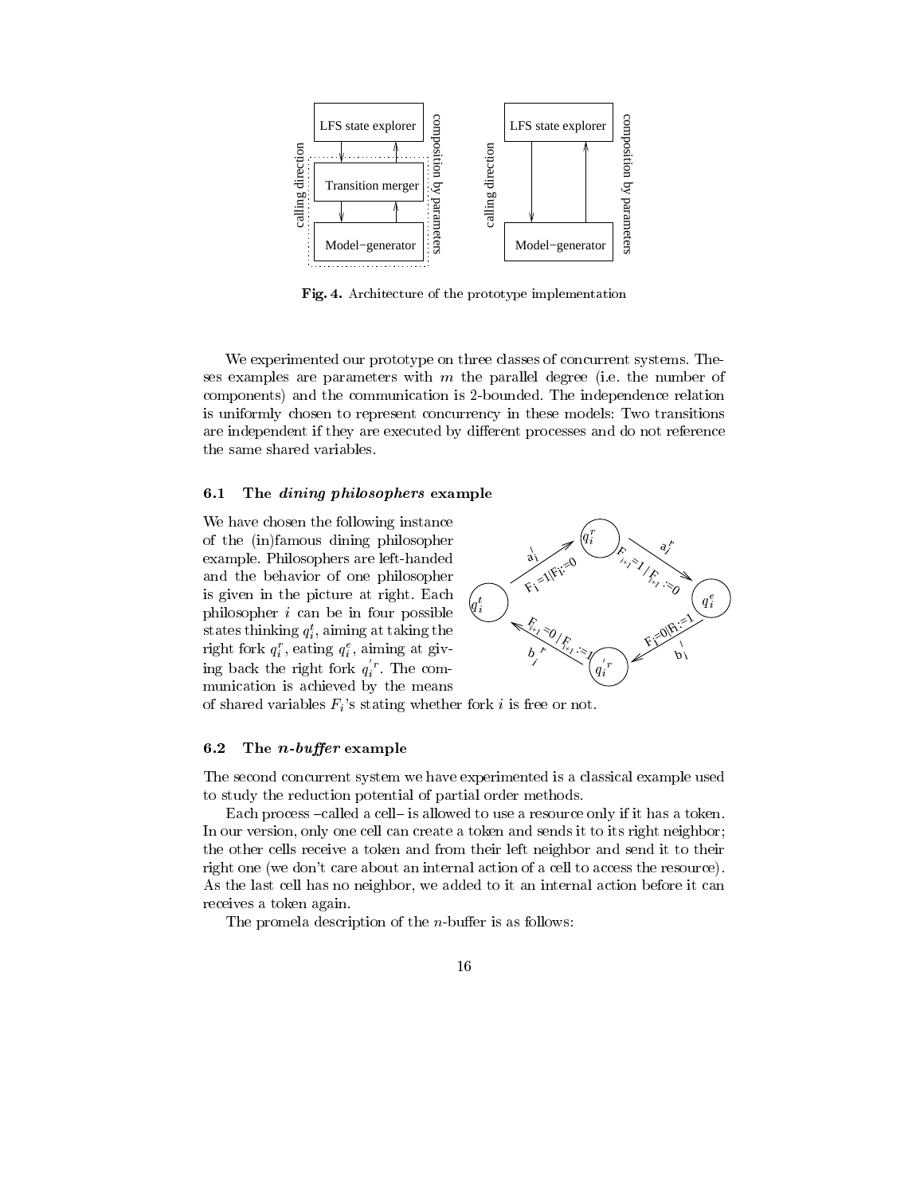**Fig. 4.** Architecture of the prototype implementation

We experimented our prototype on three classes of concurrent systems. Theses examples are parameters with $m$ the parallel degree (i.e. the number of components) and the communication is 2-bounded. The independence relation is uniformly chosen to represent concurrency in these models: Two transitions are independent if they are executed by different processes and do not reference the same shared variables.

### 6.1 The *dining philosophers* example

We have chosen the following instance of the (in)famous dining philosopher example. Philosophers are left-handed and the behavior of one philosopher is given in the picture at right. Each philosopher $i$ can be in four possible states thinking $q_i^t$, aiming at taking the right fork $q_i^r$, eating $q_i^e$, aiming at giving back the right fork $q_i^{'r}$. The communication is achieved by the means of shared variables $F_i$'s stating whether fork $i$ is free or not.

### 6.2 The *n-buffer* example

The second concurrent system we have experimented is a classical example used to study the reduction potential of partial order methods.

Each process –called a cell– is allowed to use a resource only if it has a token. In our version, only one cell can create a token and sends it to its right neighbor; the other cells receive a token and from their left neighbor and send it to their right one (we don't care about an internal action of a cell to access the resource). As the last cell has no neighbor, we added to it an internal action before it can receives a token again.

The promela description of the $n$-buffer is as follows: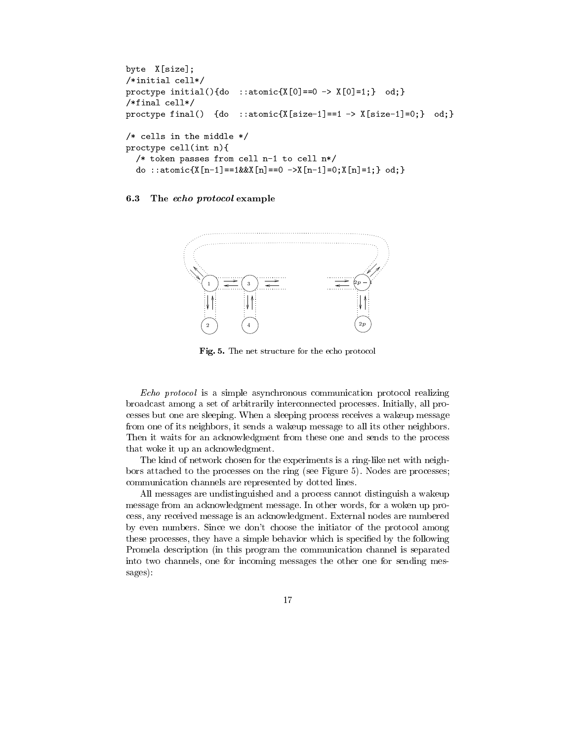```
byte  X[size];
/*initial cell*/
proctype initial(){do  ::atomic{X[0]==0 -> X[0]=1;}  od;}
/*final cell*/
proctype final()  {do  ::atomic{X[size-1]==1 -> X[size-1]=0;}  od;}

/* cells in the middle */
proctype cell(int n){
  /* token passes from cell n-1 to cell n*/
  do ::atomic{X[n-1]==1&&X[n]==0 ->X[n-1]=0;X[n]=1;} od;}
```

### 6.3 The *echo protocol* example

**Fig. 5.** The net structure for the echo protocol

*Echo protocol* is a simple asynchronous communication protocol realizing broadcast among a set of arbitrarily interconnected processes. Initially, all processes but one are sleeping. When a sleeping process receives a wakeup message from one of its neighbors, it sends a wakeup message to all its other neighbors. Then it waits for an acknowledgment from these one and sends to the process that woke it up an acknowledgment.

The kind of network chosen for the experiments is a ring-like net with neighbors attached to the processes on the ring (see Figure 5). Nodes are processes; communication channels are represented by dotted lines.

All messages are undistinguished and a process cannot distinguish a wakeup message from an acknowledgment message. In other words, for a woken up process, any received message is an acknowledgment. External nodes are numbered by even numbers. Since we don't choose the initiator of the protocol among these processes, they have a simple behavior which is specified by the following Promela description (in this program the communication channel is separated into two channels, one for incoming messages the other one for sending messages):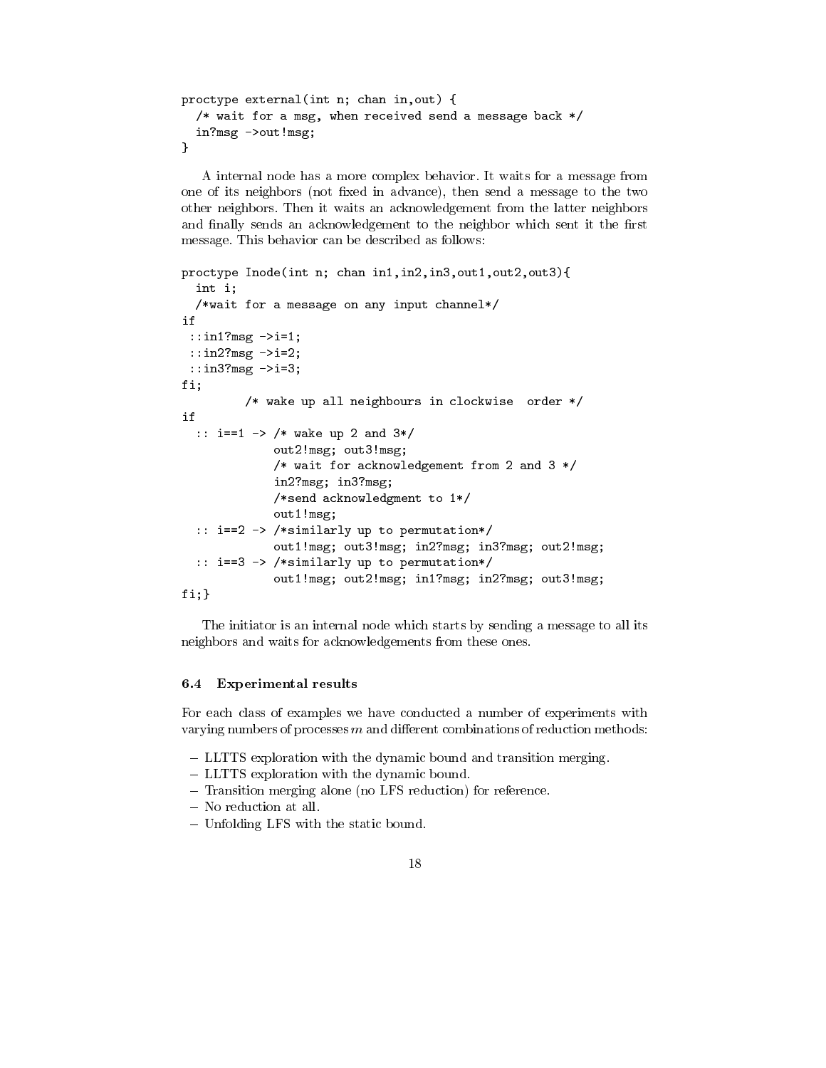```
proctype external(int n; chan in,out) {
  /* wait for a msg, when received send a message back */
  in?msg ->out!msg;
}
```

A internal node has a more complex behavior. It waits for a message from one of its neighbors (not fixed in advance), then send a message to the two other neighbors. Then it waits an acknowledgement from the latter neighbors and finally sends an acknowledgement to the neighbor which sent it the first message. This behavior can be described as follows:

```
proctype Inode(int n; chan in1,in2,in3,out1,out2,out3){
  int i;
  /*wait for a message on any input channel*/
if
 ::in1?msg ->i=1;
 ::in2?msg ->i=2;
 ::in3?msg ->i=3;
fi;
         /* wake up all neighbours in clockwise  order */
if
  :: i==1 -> /* wake up 2 and 3*/
             out2!msg; out3!msg;
             /* wait for acknowledgement from 2 and 3 */
             in2?msg; in3?msg;
             /*send acknowledgment to 1*/
             out1!msg;
  :: i==2 -> /*similarly up to permutation*/
             out1!msg; out3!msg; in2?msg; in3?msg; out2!msg;
  :: i==3 -> /*similarly up to permutation*/
             out1!msg; out2!msg; in1?msg; in2?msg; out3!msg;
fi;}
```

The initiator is an internal node which starts by sending a message to all its neighbors and waits for acknowledgements from these ones.

### 6.4 Experimental results

For each class of examples we have conducted a number of experiments with varying numbers of processes $m$ and different combinations of reduction methods:

- LLTTS exploration with the dynamic bound and transition merging.
- LLTTS exploration with the dynamic bound.
- Transition merging alone (no LFS reduction) for reference.
- No reduction at all.
- Unfolding LFS with the static bound.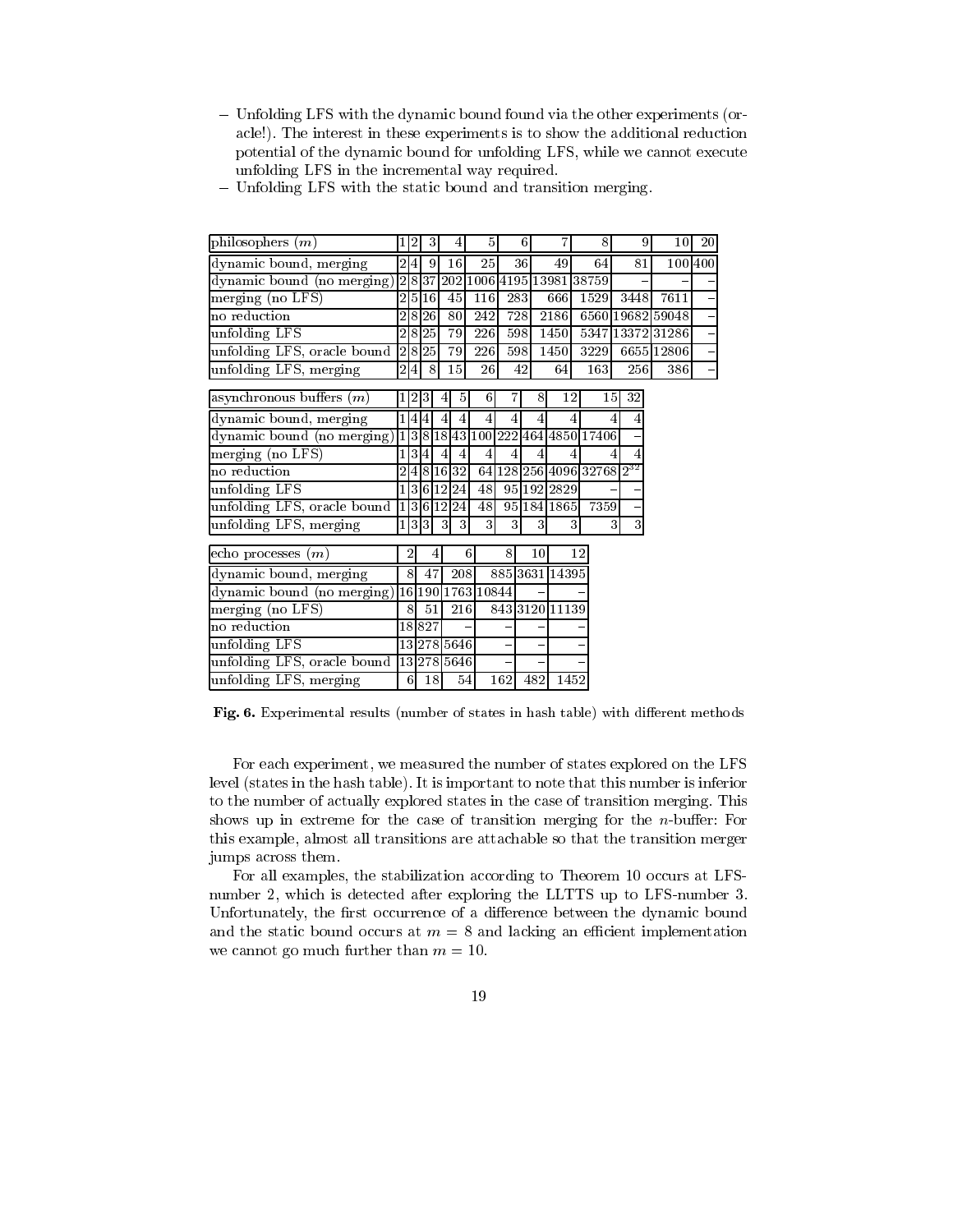- Unfolding LFS with the dynamic bound found via the other experiments (oracle!). The interest in these experiments is to show the additional reduction potential of the dynamic bound for unfolding LFS, while we cannot execute unfolding LFS in the incremental way required.
- Unfolding LFS with the static bound and transition merging.

| philosophers ($m$) | 1 | 2 | 3 | 4 | 5 | 6 | 7 | 8 | 9 | 10 | 20 |
|---|---|---|---|---|---|---|---|---|---|---|---|
| dynamic bound, merging | 2 | 4 | 9 | 16 | 25 | 36 | 49 | 64 | 81 | 100 | 400 |
| dynamic bound (no merging) | 2 | 8 | 37 | 202 | 1006 | 4195 | 13981 | 38759 | – | – | – |
| merging (no LFS) | 2 | 5 | 16 | 45 | 116 | 283 | 666 | 1529 | 3448 | 7611 | – |
| no reduction | 2 | 8 | 26 | 80 | 242 | 728 | 2186 | 6560 | 19682 | 59048 | – |
| unfolding LFS | 2 | 8 | 25 | 79 | 226 | 598 | 1450 | 5347 | 13372 | 31286 | – |
| unfolding LFS, oracle bound | 2 | 8 | 25 | 79 | 226 | 598 | 1450 | 3229 | 6655 | 12806 | – |
| unfolding LFS, merging | 2 | 4 | 8 | 15 | 26 | 42 | 64 | 163 | 256 | 386 | – |

| asynchronous buffers ($m$) | 1 | 2 | 3 | 4 | 5 | 6 | 7 | 8 | 12 | 15 | 32 |
|---|---|---|---|---|---|---|---|---|---|---|---|
| dynamic bound, merging | 1 | 4 | 4 | 4 | 4 | 4 | 4 | 4 | 4 | 4 | 4 |
| dynamic bound (no merging) | 1 | 3 | 8 | 18 | 43 | 100 | 222 | 464 | 4850 | 17406 | – |
| merging (no LFS) | 1 | 3 | 4 | 4 | 4 | 4 | 4 | 4 | 4 | 4 | 4 |
| no reduction | 2 | 4 | 8 | 16 | 32 | 64 | 128 | 256 | 4096 | 32768 | $2^{32}$ |
| unfolding LFS | 1 | 3 | 6 | 12 | 24 | 48 | 95 | 192 | 2829 | – | – |
| unfolding LFS, oracle bound | 1 | 3 | 6 | 12 | 24 | 48 | 95 | 184 | 1865 | 7359 | – |
| unfolding LFS, merging | 1 | 3 | 3 | 3 | 3 | 3 | 3 | 3 | 3 | 3 | 3 |

| echo processes ($m$) | 2 | 4 | 6 | 8 | 10 | 12 |
|---|---|---|---|---|---|---|
| dynamic bound, merging | 8 | 47 | 208 | 885 | 3631 | 14395 |
| dynamic bound (no merging) | 16 | 190 | 1763 | 10844 | – | – |
| merging (no LFS) | 8 | 51 | 216 | 843 | 3120 | 11139 |
| no reduction | 18 | 827 | – | – | – | – |
| unfolding LFS | 13 | 278 | 5646 | – | – | – |
| unfolding LFS, oracle bound | 13 | 278 | 5646 | – | – | – |
| unfolding LFS, merging | 6 | 18 | 54 | 162 | 482 | 1452 |

**Fig. 6.** Experimental results (number of states in hash table) with different methods

For each experiment, we measured the number of states explored on the LFS level (states in the hash table). It is important to note that this number is inferior to the number of actually explored states in the case of transition merging. This shows up in extreme for the case of transition merging for the $n$-buffer: For this example, almost all transitions are attachable so that the transition merger jumps across them.

For all examples, the stabilization according to Theorem 10 occurs at LFS-number 2, which is detected after exploring the LLTTS up to LFS-number 3. Unfortunately, the first occurrence of a difference between the dynamic bound and the static bound occurs at $m = 8$ and lacking an efficient implementation we cannot go much further than $m = 10$.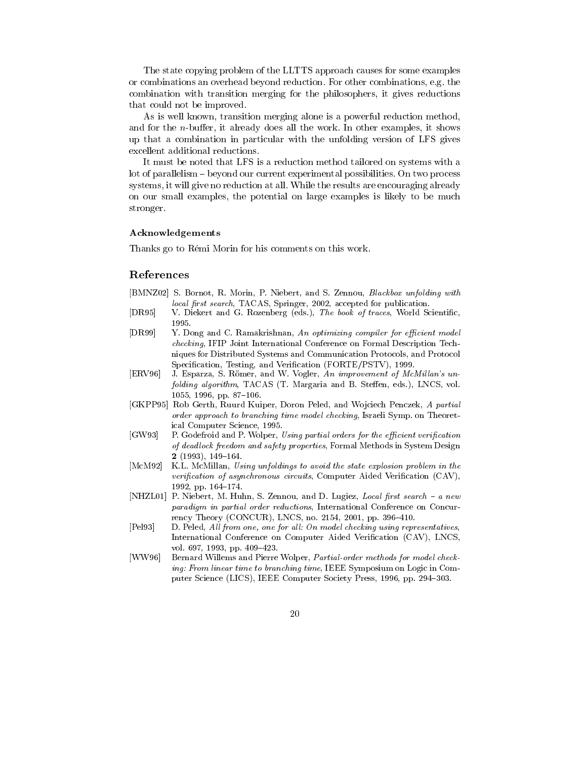The state copying problem of the LLTTS approach causes for some examples or combinations an overhead beyond reduction. For other combinations, e.g. the combination with transition merging for the philosophers, it gives reductions that could not be improved.

As is well known, transition merging alone is a powerful reduction method, and for the $n$-buffer, it already does all the work. In other examples, it shows up that a combination in particular with the unfolding version of LFS gives excellent additional reductions.

It must be noted that LFS is a reduction method tailored on systems with a lot of parallelism – beyond our current experimental possibilities. On two process systems, it will give no reduction at all. While the results are encouraging already on our small examples, the potential on large examples is likely to be much stronger.

### Acknowledgements

Thanks go to Rémi Morin for his comments on this work.

## References

[BMNZ02] S. Bornot, R. Morin, P. Niebert, and S. Zennou, *Blackbox unfolding with local first search*, TACAS, Springer, 2002, accepted for publication.

[DR95] V. Diekert and G. Rozenberg (eds.), *The book of traces*, World Scientific, 1995.

[DR99] Y. Dong and C. Ramakrishnan, *An optimizing compiler for efficient model checking*, IFIP Joint International Conference on Formal Description Techniques for Distributed Systems and Communication Protocols, and Protocol Specification, Testing, and Verification (FORTE/PSTV), 1999.

[ERV96] J. Esparza, S. Römer, and W. Vogler, *An improvement of McMillan's unfolding algorithm*, TACAS (T. Margaria and B. Steffen, eds.), LNCS, vol. 1055, 1996, pp. 87–106.

[GKPP95] Rob Gerth, Ruurd Kuiper, Doron Peled, and Wojciech Penczek, *A partial order approach to branching time model checking*, Israeli Symp. on Theoretical Computer Science, 1995.

[GW93] P. Godefroid and P. Wolper, *Using partial orders for the efficient verification of deadlock freedom and safety properties*, Formal Methods in System Design **2** (1993), 149–164.

[McM92] K.L. McMillan, *Using unfoldings to avoid the state explosion problem in the verification of asynchronous circuits*, Computer Aided Verification (CAV), 1992, pp. 164–174.

[NHZL01] P. Niebert, M. Huhn, S. Zennou, and D. Lugiez, *Local first search – a new paradigm in partial order reductions*, International Conference on Concurrency Theory (CONCUR), LNCS, no. 2154, 2001, pp. 396–410.

[Pel93] D. Peled, *All from one, one for all: On model checking using representatives*, International Conference on Computer Aided Verification (CAV), LNCS, vol. 697, 1993, pp. 409–423.

[WW96] Bernard Willems and Pierre Wolper, *Partial-order methods for model checking: From linear time to branching time*, IEEE Symposium on Logic in Computer Science (LICS), IEEE Computer Society Press, 1996, pp. 294–303.